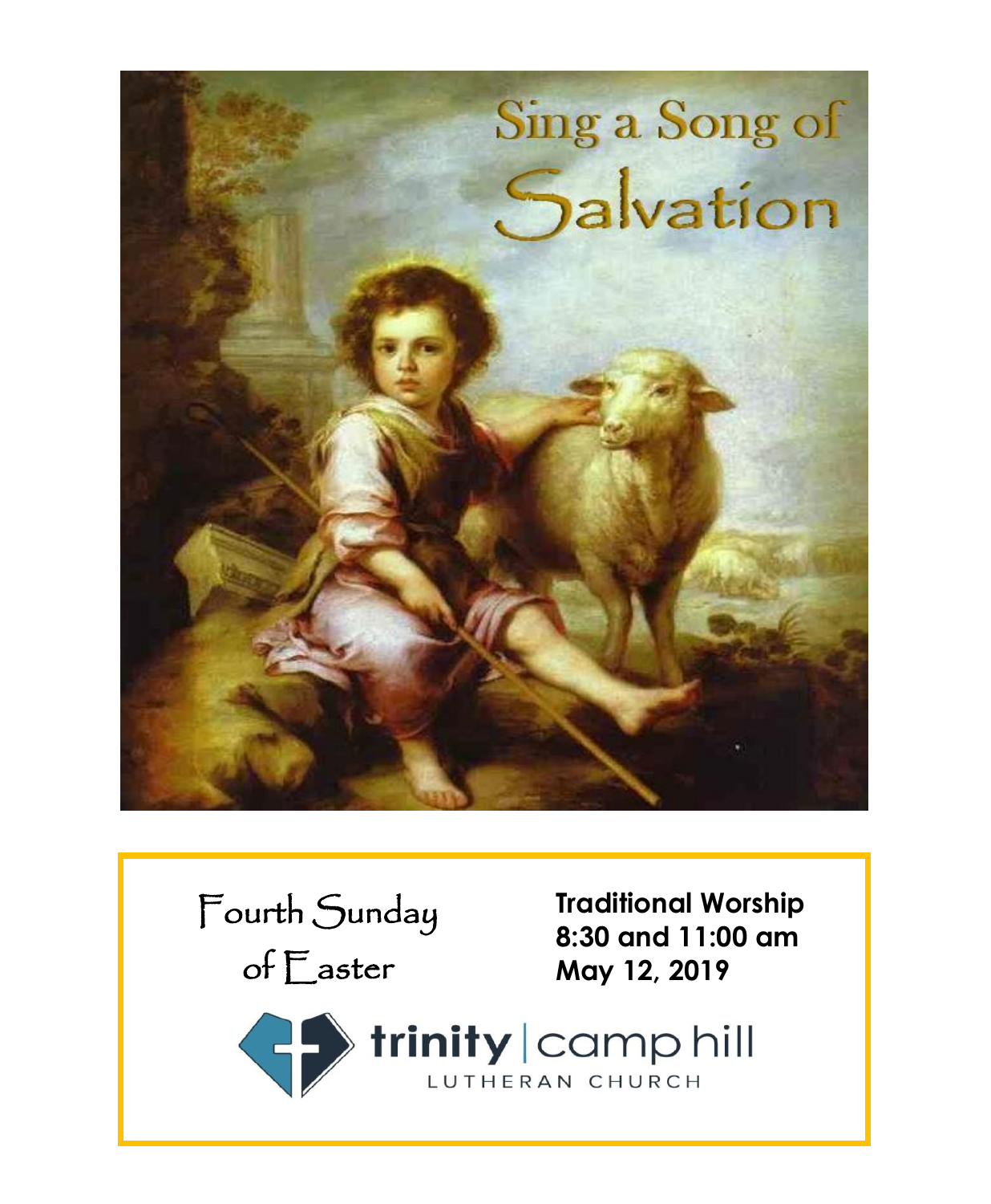# Sing a Song of Salvation

## Fourth Sunday of Easter

**Traditional Worship**
**8:30 and 11:00 am**
**May 12, 2019**

trinity | camp hill
LUTHERAN CHURCH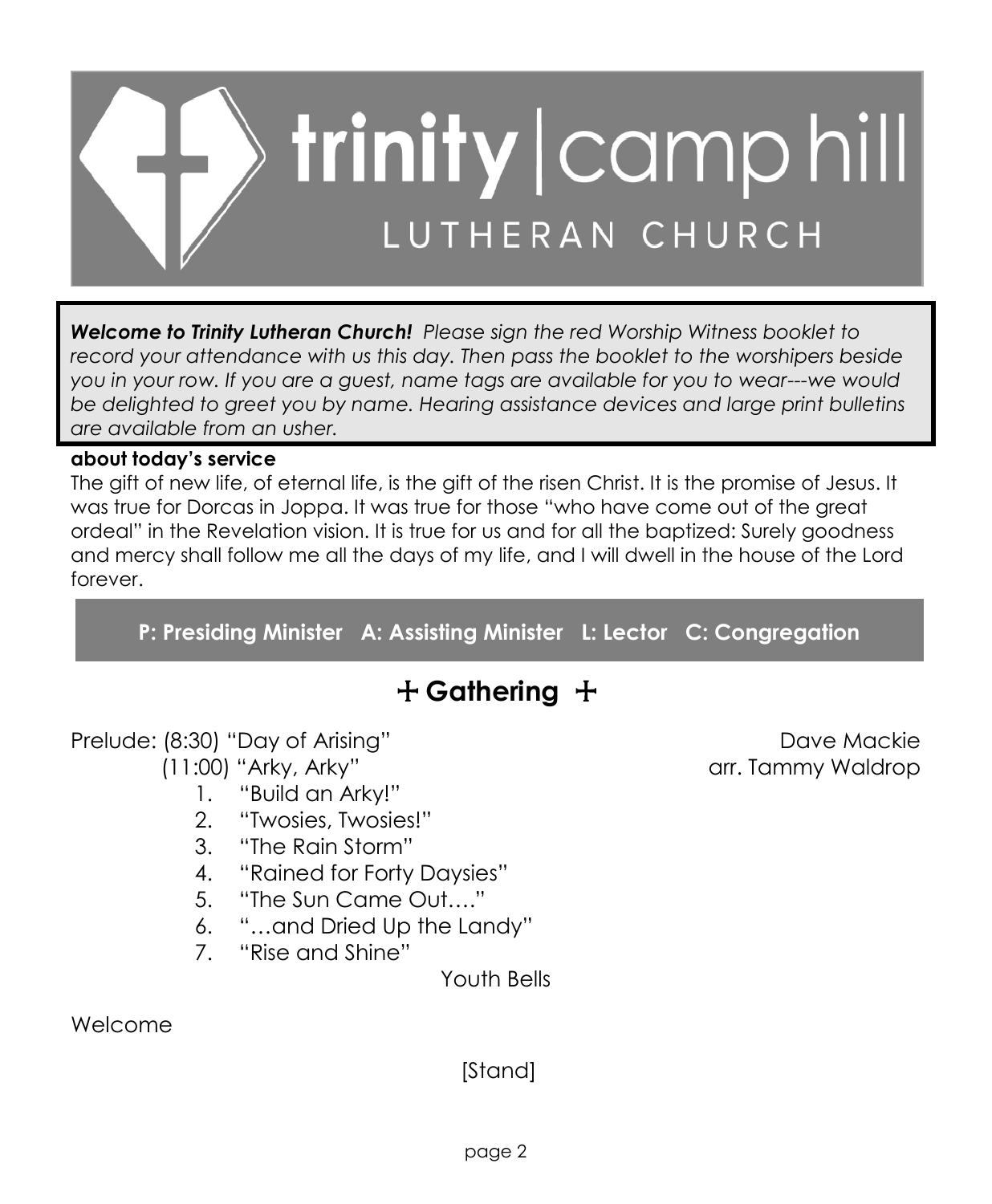# trinity | camp hill LUTHERAN CHURCH

***Welcome to Trinity Lutheran Church!*** *Please sign the red Worship Witness booklet to record your attendance with us this day. Then pass the booklet to the worshipers beside you in your row. If you are a guest, name tags are available for you to wear---we would be delighted to greet you by name. Hearing assistance devices and large print bulletins are available from an usher.*

**about today's service**

The gift of new life, of eternal life, is the gift of the risen Christ. It is the promise of Jesus. It was true for Dorcas in Joppa. It was true for those "who have come out of the great ordeal" in the Revelation vision. It is true for us and for all the baptized: Surely goodness and mercy shall follow me all the days of my life, and I will dwell in the house of the Lord forever.

**P: Presiding Minister A: Assisting Minister L: Lector C: Congregation**

## ☩ Gathering ☩

Prelude: (8:30) "Day of Arising" Dave Mackie

(11:00) "Arky, Arky" arr. Tammy Waldrop

1. "Build an Arky!"
2. "Twosies, Twosies!"
3. "The Rain Storm"
4. "Rained for Forty Daysies"
5. "The Sun Came Out…."
6. "…and Dried Up the Landy"
7. "Rise and Shine"

Youth Bells

Welcome

[Stand]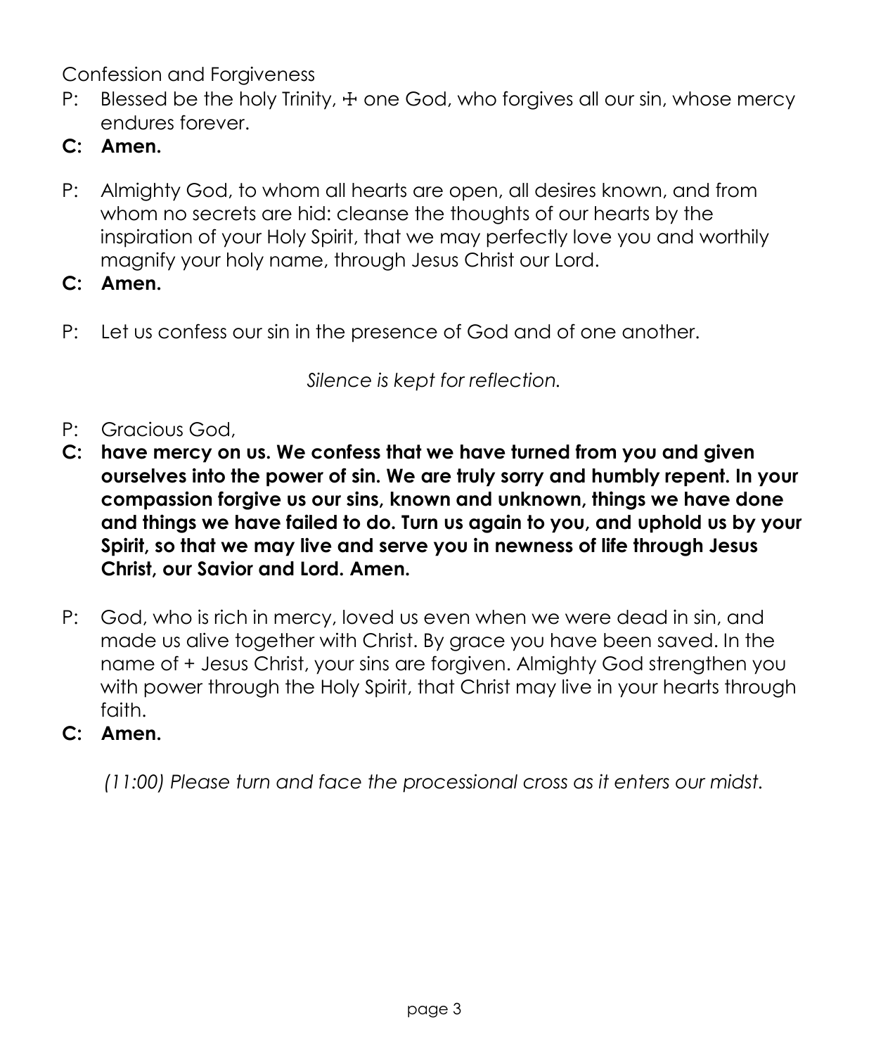Confession and Forgiveness

P: Blessed be the holy Trinity, ☩ one God, who forgives all our sin, whose mercy endures forever.

**C: Amen.**

P: Almighty God, to whom all hearts are open, all desires known, and from whom no secrets are hid: cleanse the thoughts of our hearts by the inspiration of your Holy Spirit, that we may perfectly love you and worthily magnify your holy name, through Jesus Christ our Lord.

**C: Amen.**

P: Let us confess our sin in the presence of God and of one another.

*Silence is kept for reflection.*

P: Gracious God,

**C: have mercy on us. We confess that we have turned from you and given ourselves into the power of sin. We are truly sorry and humbly repent. In your compassion forgive us our sins, known and unknown, things we have done and things we have failed to do. Turn us again to you, and uphold us by your Spirit, so that we may live and serve you in newness of life through Jesus Christ, our Savior and Lord. Amen.**

P: God, who is rich in mercy, loved us even when we were dead in sin, and made us alive together with Christ. By grace you have been saved. In the name of + Jesus Christ, your sins are forgiven. Almighty God strengthen you with power through the Holy Spirit, that Christ may live in your hearts through faith.

**C: Amen.**

*(11:00) Please turn and face the processional cross as it enters our midst.*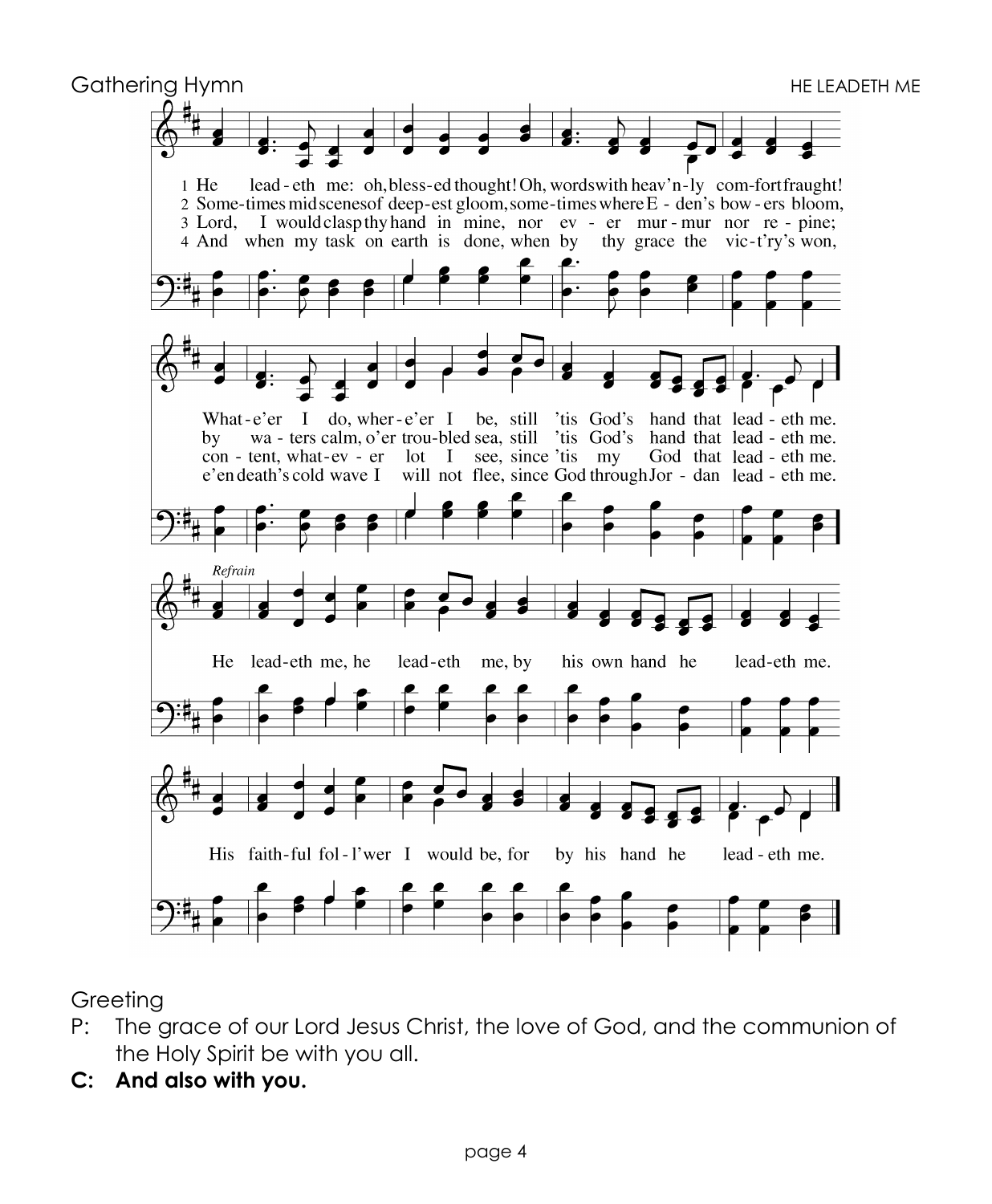Gathering Hymn HE LEADETH ME

1 He lead-eth me: oh, bless-ed thought! Oh, words with heav'n-ly com-fort fraught!
2 Some-times mid scenes of deep-est gloom, some-times where E-den's bow-ers bloom,
3 Lord, I would clasp thy hand in mine, nor ev-er mur-mur nor re-pine;
4 And when my task on earth is done, when by thy grace the vic-t'ry's won,

What-e'er I do, wher-e'er I be, still 'tis God's hand that lead-eth me.
by wa-ters calm, o'er trou-bled sea, still 'tis God's hand that lead-eth me.
con-tent, what-ev-er lot I see, since 'tis my God that lead-eth me.
e'en death's cold wave I will not flee, since God through Jor-dan lead-eth me.

*Refrain*

He lead-eth me, he lead-eth me, by his own hand he lead-eth me.
His faith-ful fol-l'wer I would be, for by his hand he lead-eth me.

Greeting

P: The grace of our Lord Jesus Christ, the love of God, and the communion of the Holy Spirit be with you all.

**C: And also with you.**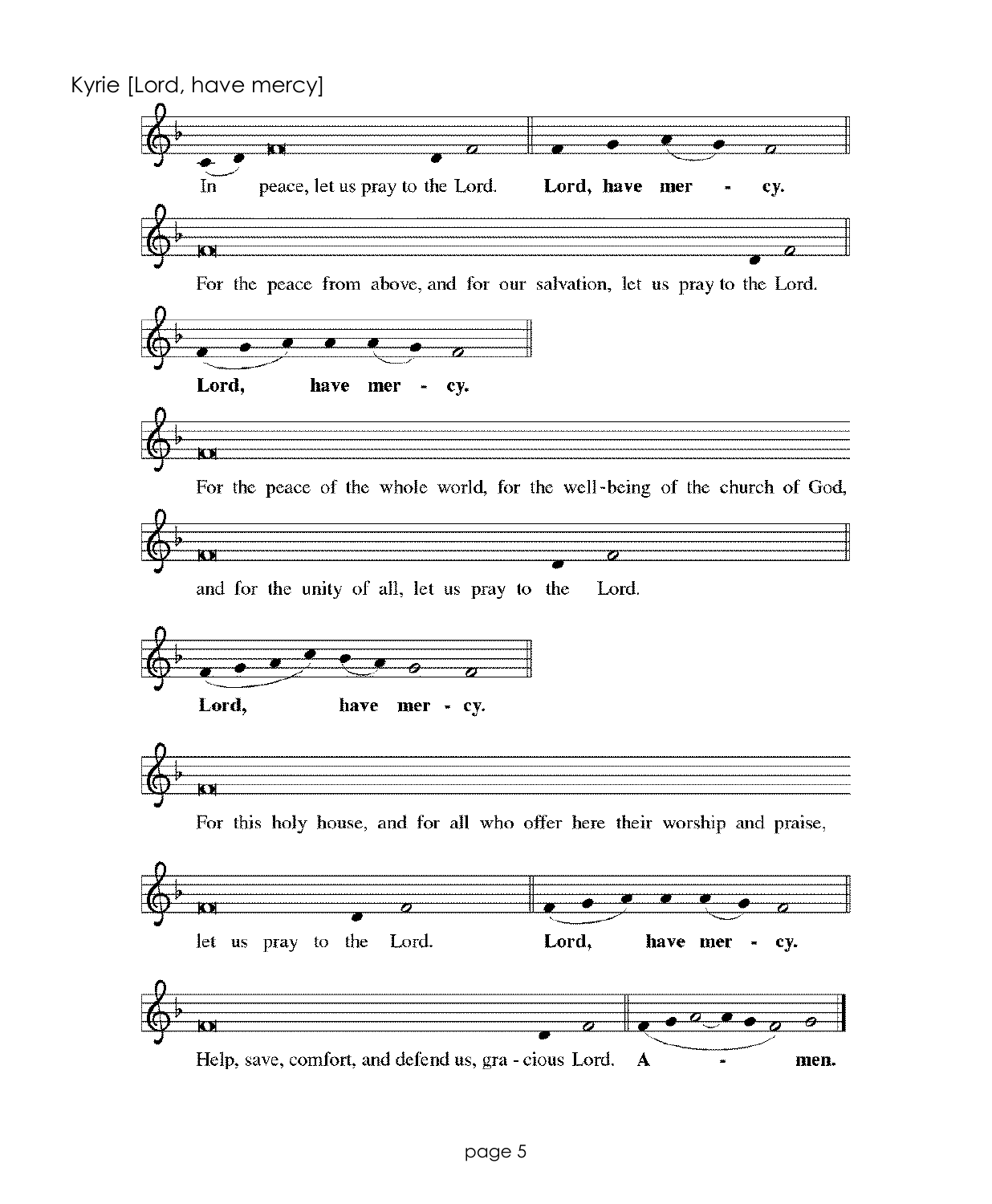Kyrie [Lord, have mercy]

In peace, let us pray to the Lord. **Lord, have mer - cy.**

For the peace from above, and for our salvation, let us pray to the Lord.

**Lord, have mer - cy.**

For the peace of the whole world, for the well-being of the church of God,

and for the unity of all, let us pray to the Lord.

**Lord, have mer - cy.**

For this holy house, and for all who offer here their worship and praise,

let us pray to the Lord. **Lord, have mer - cy.**

Help, save, comfort, and defend us, gra - cious Lord. **A - men.**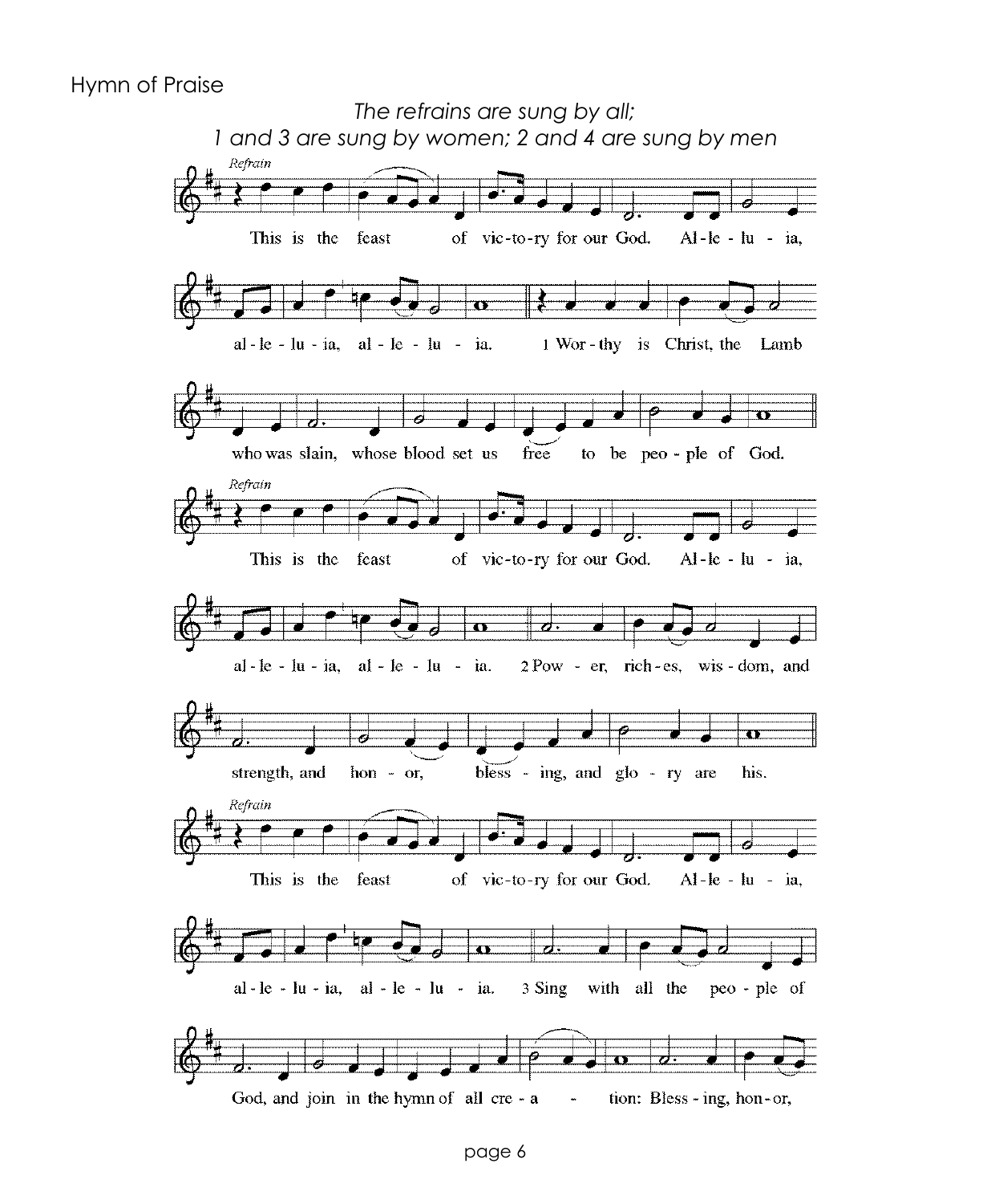Hymn of Praise

*The refrains are sung by all;*
*1 and 3 are sung by women; 2 and 4 are sung by men*

*Refrain*

This is the feast of vic-to-ry for our God. Al-le-lu-ia, al-le-lu-ia, al-le-lu-ia.

1 Wor-thy is Christ, the Lamb who was slain, whose blood set us free to be peo-ple of God.

*Refrain*

This is the feast of vic-to-ry for our God. Al-le-lu-ia, al-le-lu-ia, al-le-lu-ia.

2 Pow-er, rich-es, wis-dom, and strength, and hon-or, bless-ing, and glo-ry are his.

*Refrain*

This is the feast of vic-to-ry for our God. Al-le-lu-ia, al-le-lu-ia, al-le-lu-ia.

3 Sing with all the peo-ple of God, and join in the hymn of all cre-a-tion: Bless-ing, hon-or,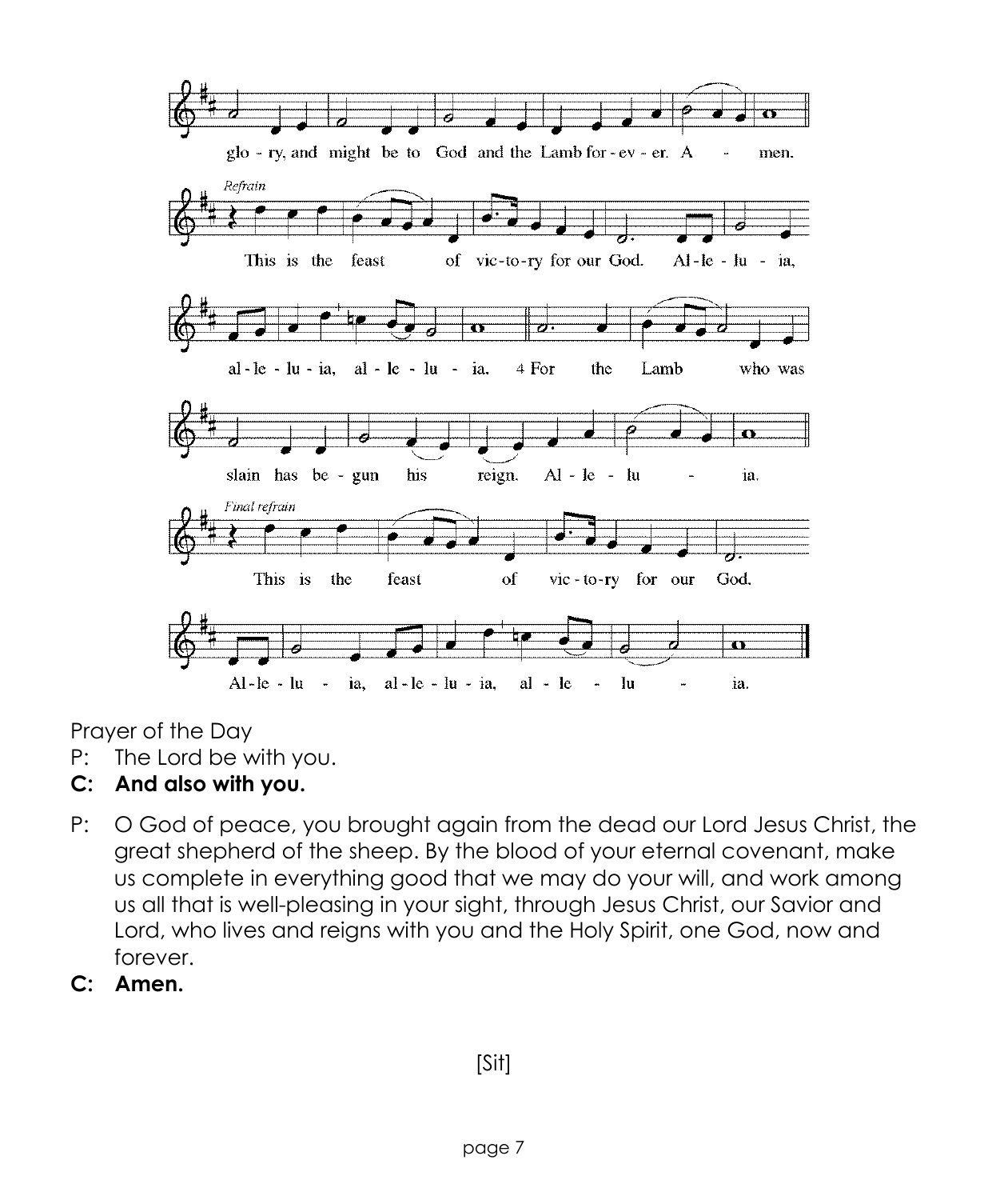glo - ry, and might be to God and the Lamb for - ev - er. A - men.

*Refrain*

This is the feast of vic-to-ry for our God. Al-le-lu - ia,

al-le-lu-ia, al-le-lu - ia. 4 For the Lamb who was

slain has be-gun his reign. Al-le-lu - ia.

*Final refrain*

This is the feast of vic-to-ry for our God.

Al-le-lu - ia, al-le-lu-ia, al - le - lu - ia.

Prayer of the Day

P: The Lord be with you.

**C: And also with you.**

P: O God of peace, you brought again from the dead our Lord Jesus Christ, the great shepherd of the sheep. By the blood of your eternal covenant, make us complete in everything good that we may do your will, and work among us all that is well-pleasing in your sight, through Jesus Christ, our Savior and Lord, who lives and reigns with you and the Holy Spirit, one God, now and forever.

**C: Amen.**

[Sit]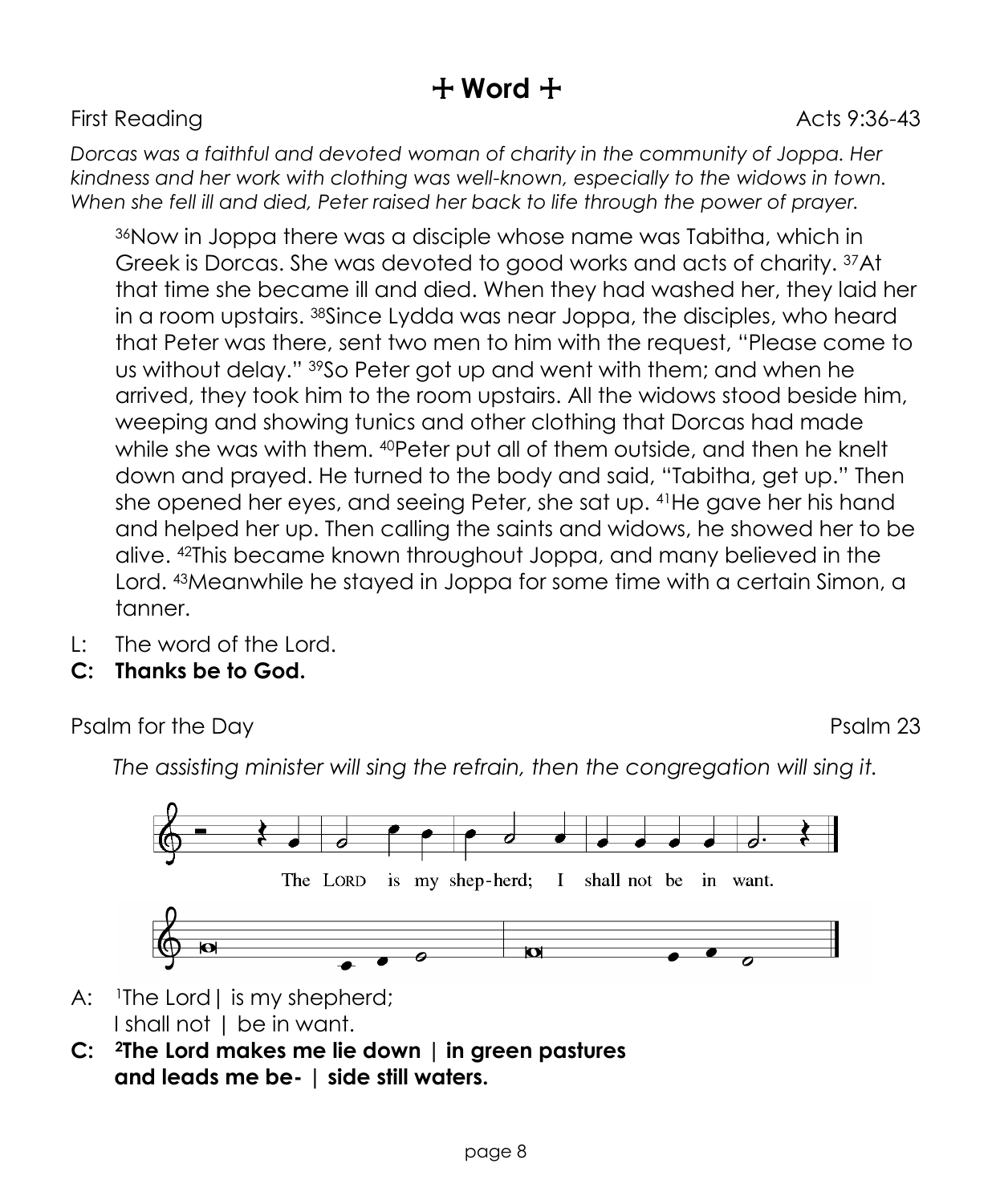# ☩ Word ☩

First Reading Acts 9:36-43

*Dorcas was a faithful and devoted woman of charity in the community of Joppa. Her kindness and her work with clothing was well-known, especially to the widows in town. When she fell ill and died, Peter raised her back to life through the power of prayer.*

[36]Now in Joppa there was a disciple whose name was Tabitha, which in Greek is Dorcas. She was devoted to good works and acts of charity. [37]At that time she became ill and died. When they had washed her, they laid her in a room upstairs. [38]Since Lydda was near Joppa, the disciples, who heard that Peter was there, sent two men to him with the request, "Please come to us without delay." [39]So Peter got up and went with them; and when he arrived, they took him to the room upstairs. All the widows stood beside him, weeping and showing tunics and other clothing that Dorcas had made while she was with them. [40]Peter put all of them outside, and then he knelt down and prayed. He turned to the body and said, "Tabitha, get up." Then she opened her eyes, and seeing Peter, she sat up. [41]He gave her his hand and helped her up. Then calling the saints and widows, he showed her to be alive. [42]This became known throughout Joppa, and many believed in the Lord. [43]Meanwhile he stayed in Joppa for some time with a certain Simon, a tanner.

L: The word of the Lord.
**C: Thanks be to God.**

Psalm for the Day Psalm 23

*The assisting minister will sing the refrain, then the congregation will sing it.*

The LORD is my shep-herd; I shall not be in want.

A: [1]The Lord | is my shepherd;
I shall not | be in want.

**C: [2]The Lord makes me lie down | in green pastures**
**and leads me be- | side still waters.**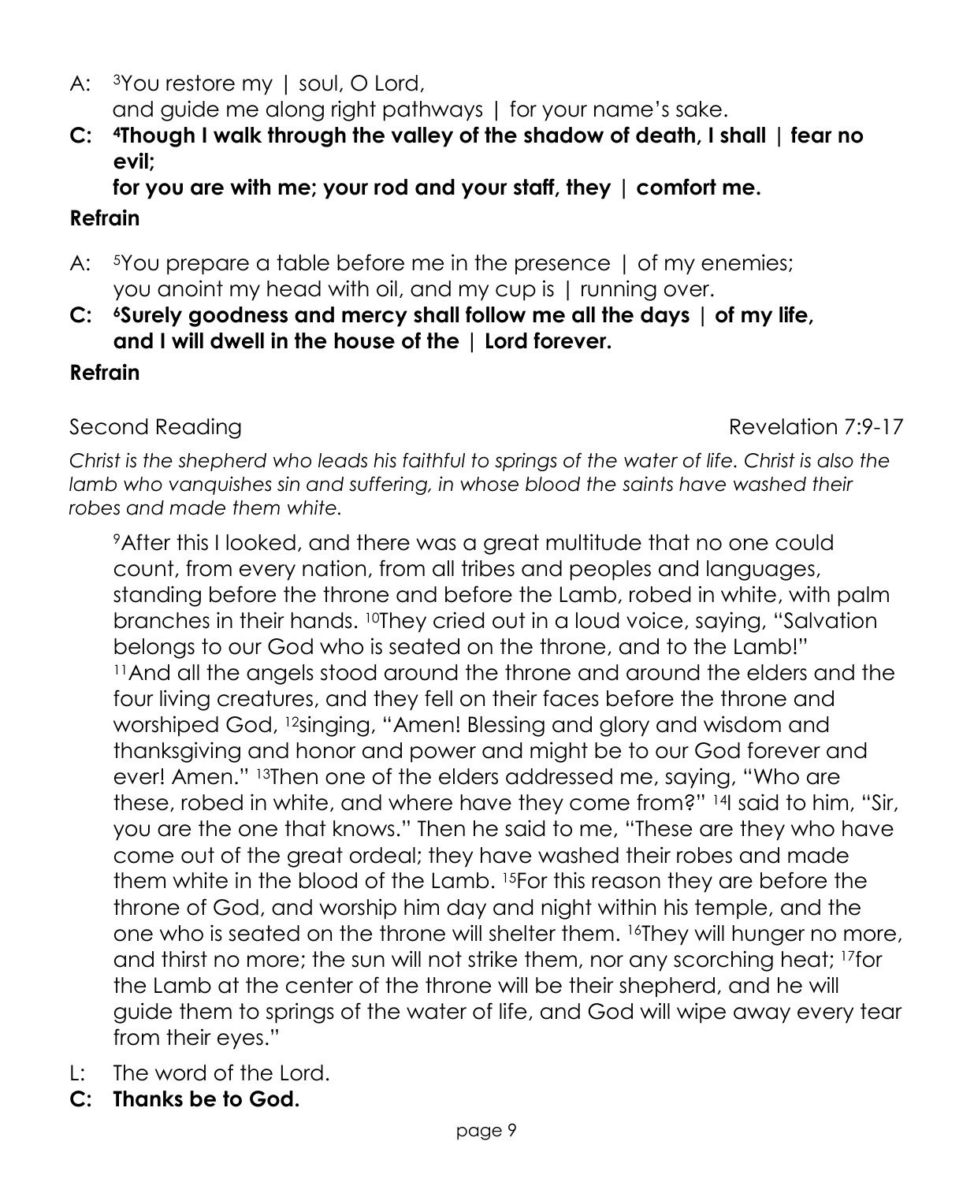A: [3]You restore my | soul, O Lord,
and guide me along right pathways | for your name's sake.

**C: [4]Though I walk through the valley of the shadow of death, I shall | fear no evil;**
**for you are with me; your rod and your staff, they | comfort me.**

**Refrain**

A: [5]You prepare a table before me in the presence | of my enemies;
you anoint my head with oil, and my cup is | running over.

**C: [6]Surely goodness and mercy shall follow me all the days | of my life,**
**and I will dwell in the house of the | Lord forever.**

**Refrain**

Second Reading — Revelation 7:9-17

*Christ is the shepherd who leads his faithful to springs of the water of life. Christ is also the lamb who vanquishes sin and suffering, in whose blood the saints have washed their robes and made them white.*

[9]After this I looked, and there was a great multitude that no one could count, from every nation, from all tribes and peoples and languages, standing before the throne and before the Lamb, robed in white, with palm branches in their hands. [10]They cried out in a loud voice, saying, "Salvation belongs to our God who is seated on the throne, and to the Lamb!" [11]And all the angels stood around the throne and around the elders and the four living creatures, and they fell on their faces before the throne and worshiped God, [12]singing, "Amen! Blessing and glory and wisdom and thanksgiving and honor and power and might be to our God forever and ever! Amen." [13]Then one of the elders addressed me, saying, "Who are these, robed in white, and where have they come from?" [14]I said to him, "Sir, you are the one that knows." Then he said to me, "These are they who have come out of the great ordeal; they have washed their robes and made them white in the blood of the Lamb. [15]For this reason they are before the throne of God, and worship him day and night within his temple, and the one who is seated on the throne will shelter them. [16]They will hunger no more, and thirst no more; the sun will not strike them, nor any scorching heat; [17]for the Lamb at the center of the throne will be their shepherd, and he will guide them to springs of the water of life, and God will wipe away every tear from their eyes."

L: The word of the Lord.

**C: Thanks be to God.**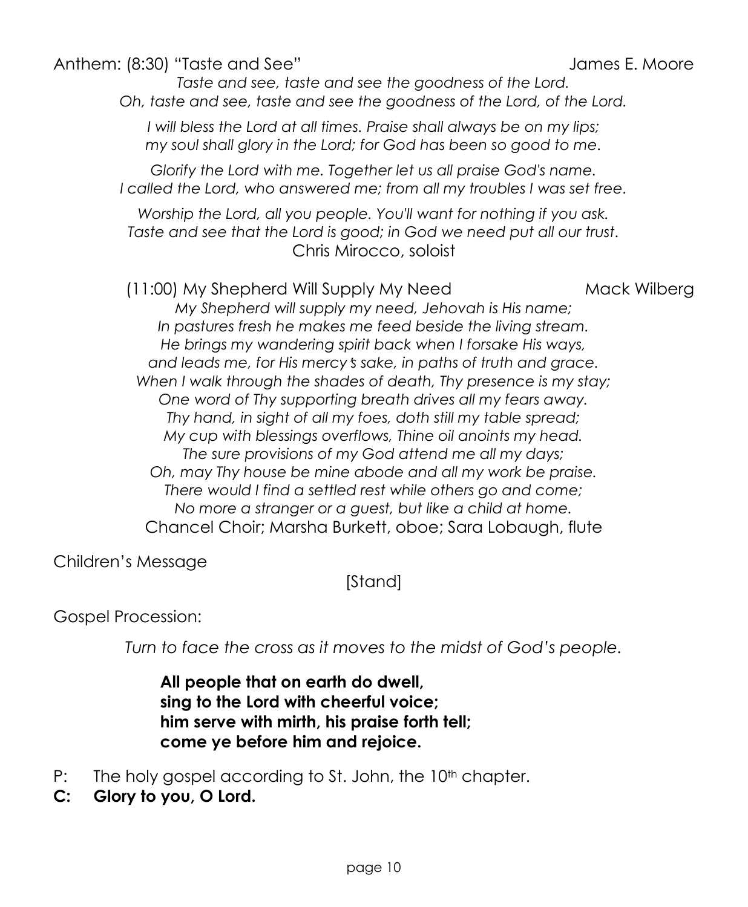Anthem: (8:30) "Taste and See" James E. Moore

*Taste and see, taste and see the goodness of the Lord.*
*Oh, taste and see, taste and see the goodness of the Lord, of the Lord.*

*I will bless the Lord at all times. Praise shall always be on my lips;*
*my soul shall glory in the Lord; for God has been so good to me.*

*Glorify the Lord with me. Together let us all praise God's name.*
*I called the Lord, who answered me; from all my troubles I was set free.*

*Worship the Lord, all you people. You'll want for nothing if you ask.*
*Taste and see that the Lord is good; in God we need put all our trust.*

Chris Mirocco, soloist

(11:00) My Shepherd Will Supply My Need Mack Wilberg

*My Shepherd will supply my need, Jehovah is His name;*
*In pastures fresh he makes me feed beside the living stream.*
*He brings my wandering spirit back when I forsake His ways,*
*and leads me, for His mercy's sake, in paths of truth and grace.*
*When I walk through the shades of death, Thy presence is my stay;*
*One word of Thy supporting breath drives all my fears away.*
*Thy hand, in sight of all my foes, doth still my table spread;*
*My cup with blessings overflows, Thine oil anoints my head.*
*The sure provisions of my God attend me all my days;*
*Oh, may Thy house be mine abode and all my work be praise.*
*There would I find a settled rest while others go and come;*
*No more a stranger or a guest, but like a child at home.*

Chancel Choir; Marsha Burkett, oboe; Sara Lobaugh, flute

Children's Message

[Stand]

Gospel Procession:

*Turn to face the cross as it moves to the midst of God's people.*

**All people that on earth do dwell,**
**sing to the Lord with cheerful voice;**
**him serve with mirth, his praise forth tell;**
**come ye before him and rejoice.**

P: The holy gospel according to St. John, the 10th chapter.

**C: Glory to you, O Lord.**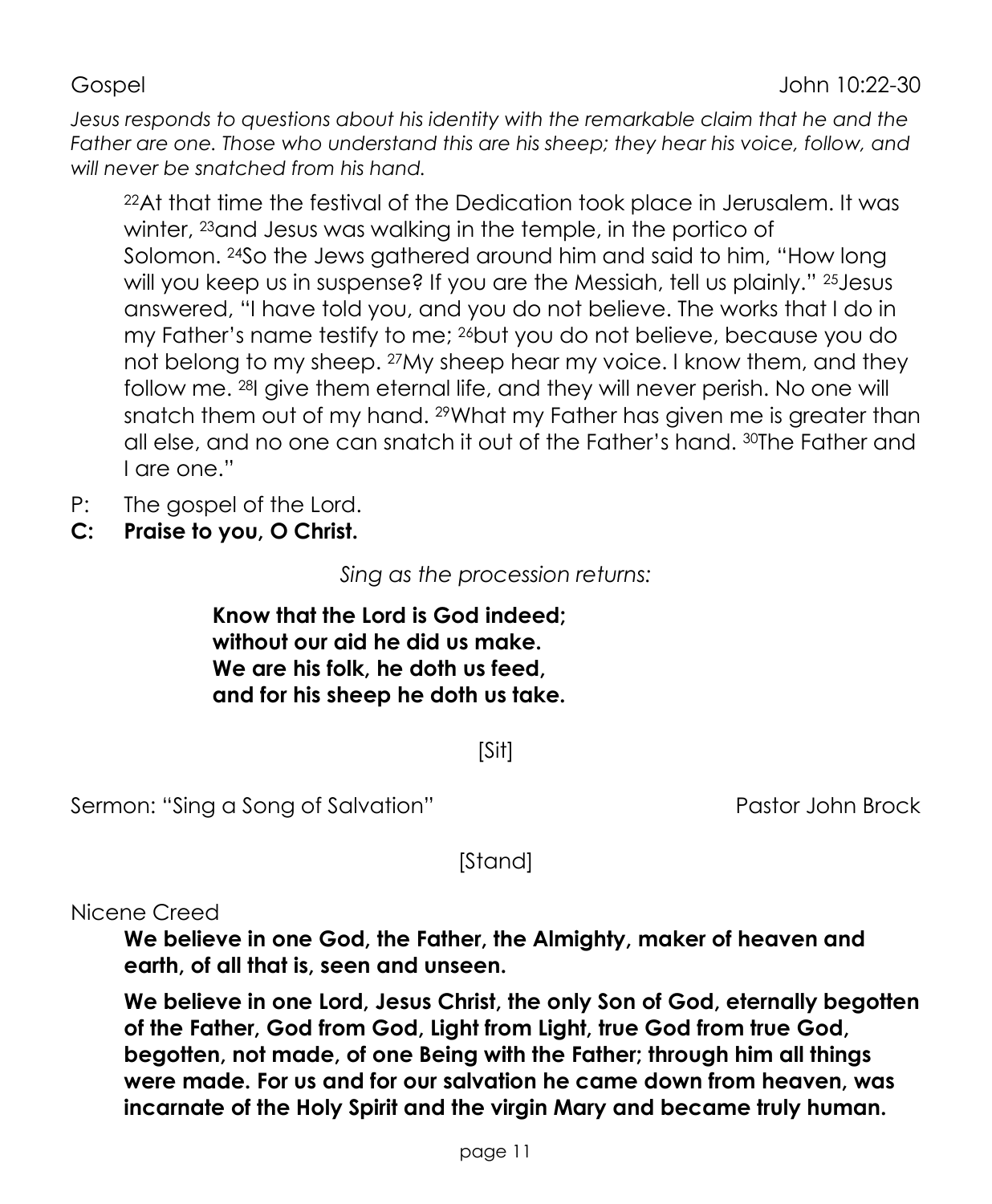Gospel John 10:22-30

*Jesus responds to questions about his identity with the remarkable claim that he and the Father are one. Those who understand this are his sheep; they hear his voice, follow, and will never be snatched from his hand.*

> [22]At that time the festival of the Dedication took place in Jerusalem. It was winter, [23]and Jesus was walking in the temple, in the portico of Solomon. [24]So the Jews gathered around him and said to him, "How long will you keep us in suspense? If you are the Messiah, tell us plainly." [25]Jesus answered, "I have told you, and you do not believe. The works that I do in my Father's name testify to me; [26]but you do not believe, because you do not belong to my sheep. [27]My sheep hear my voice. I know them, and they follow me. [28]I give them eternal life, and they will never perish. No one will snatch them out of my hand. [29]What my Father has given me is greater than all else, and no one can snatch it out of the Father's hand. [30]The Father and I are one."

P: The gospel of the Lord.
**C: Praise to you, O Christ.**

*Sing as the procession returns:*

**Know that the Lord is God indeed;**
**without our aid he did us make.**
**We are his folk, he doth us feed,**
**and for his sheep he doth us take.**

[Sit]

Sermon: "Sing a Song of Salvation" Pastor John Brock

[Stand]

Nicene Creed

**We believe in one God, the Father, the Almighty, maker of heaven and earth, of all that is, seen and unseen.**

**We believe in one Lord, Jesus Christ, the only Son of God, eternally begotten of the Father, God from God, Light from Light, true God from true God, begotten, not made, of one Being with the Father; through him all things were made. For us and for our salvation he came down from heaven, was incarnate of the Holy Spirit and the virgin Mary and became truly human.**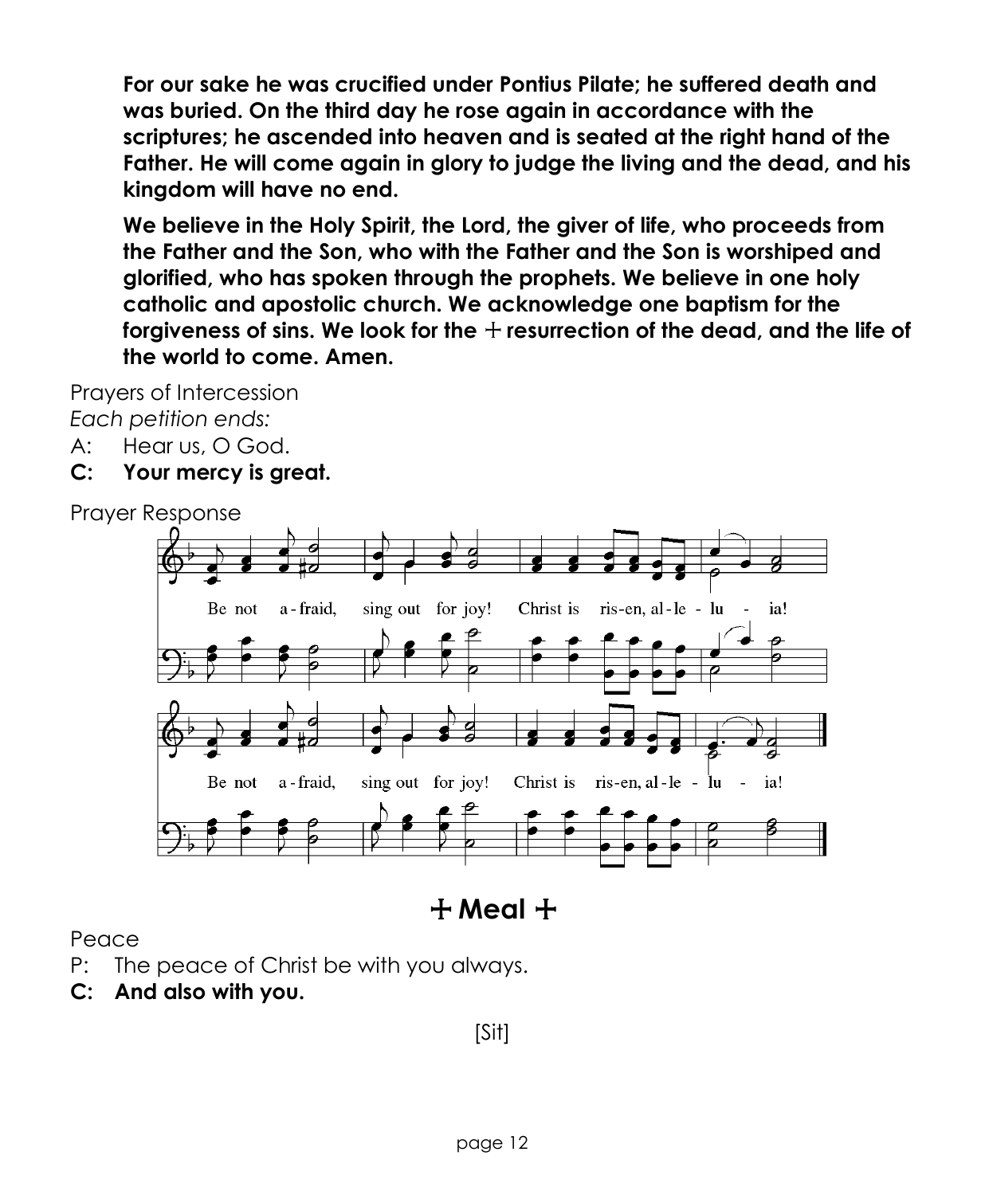**For our sake he was crucified under Pontius Pilate; he suffered death and was buried. On the third day he rose again in accordance with the scriptures; he ascended into heaven and is seated at the right hand of the Father. He will come again in glory to judge the living and the dead, and his kingdom will have no end.**

**We believe in the Holy Spirit, the Lord, the giver of life, who proceeds from the Father and the Son, who with the Father and the Son is worshiped and glorified, who has spoken through the prophets. We believe in one holy catholic and apostolic church. We acknowledge one baptism for the forgiveness of sins. We look for the ☩ resurrection of the dead, and the life of the world to come. Amen.**

Prayers of Intercession

*Each petition ends:*

A: Hear us, O God.

**C: Your mercy is great.**

Prayer Response

Be not a-fraid, sing out for joy! Christ is ris-en, al-le-lu-ia!

Be not a-fraid, sing out for joy! Christ is ris-en, al-le-lu-ia!

## ☩ Meal ☩

Peace

P: The peace of Christ be with you always.

**C: And also with you.**

[Sit]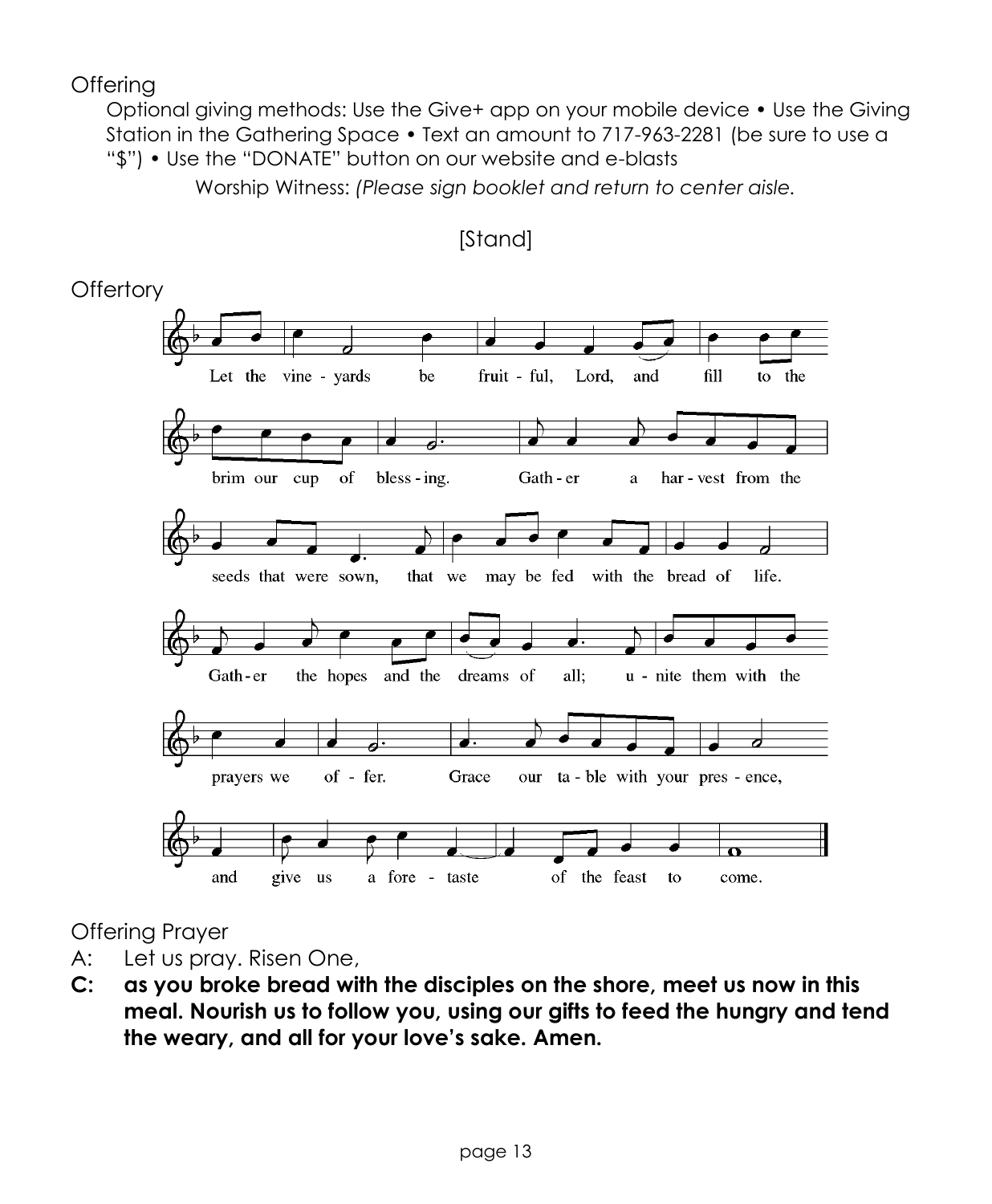Offering

Optional giving methods: Use the Give+ app on your mobile device • Use the Giving Station in the Gathering Space • Text an amount to 717-963-2281 (be sure to use a "$") • Use the "DONATE" button on our website and e-blasts

Worship Witness: *(Please sign booklet and return to center aisle.*

[Stand]

Offertory

Let the vineyards be fruitful, Lord, and fill to the brim our cup of blessing. Gather a harvest from the seeds that were sown, that we may be fed with the bread of life. Gather the hopes and the dreams of all; unite them with the prayers we offer. Grace our table with your presence, and give us a foretaste of the feast to come.

Offering Prayer

A: Let us pray. Risen One,

**C: as you broke bread with the disciples on the shore, meet us now in this meal. Nourish us to follow you, using our gifts to feed the hungry and tend the weary, and all for your love's sake. Amen.**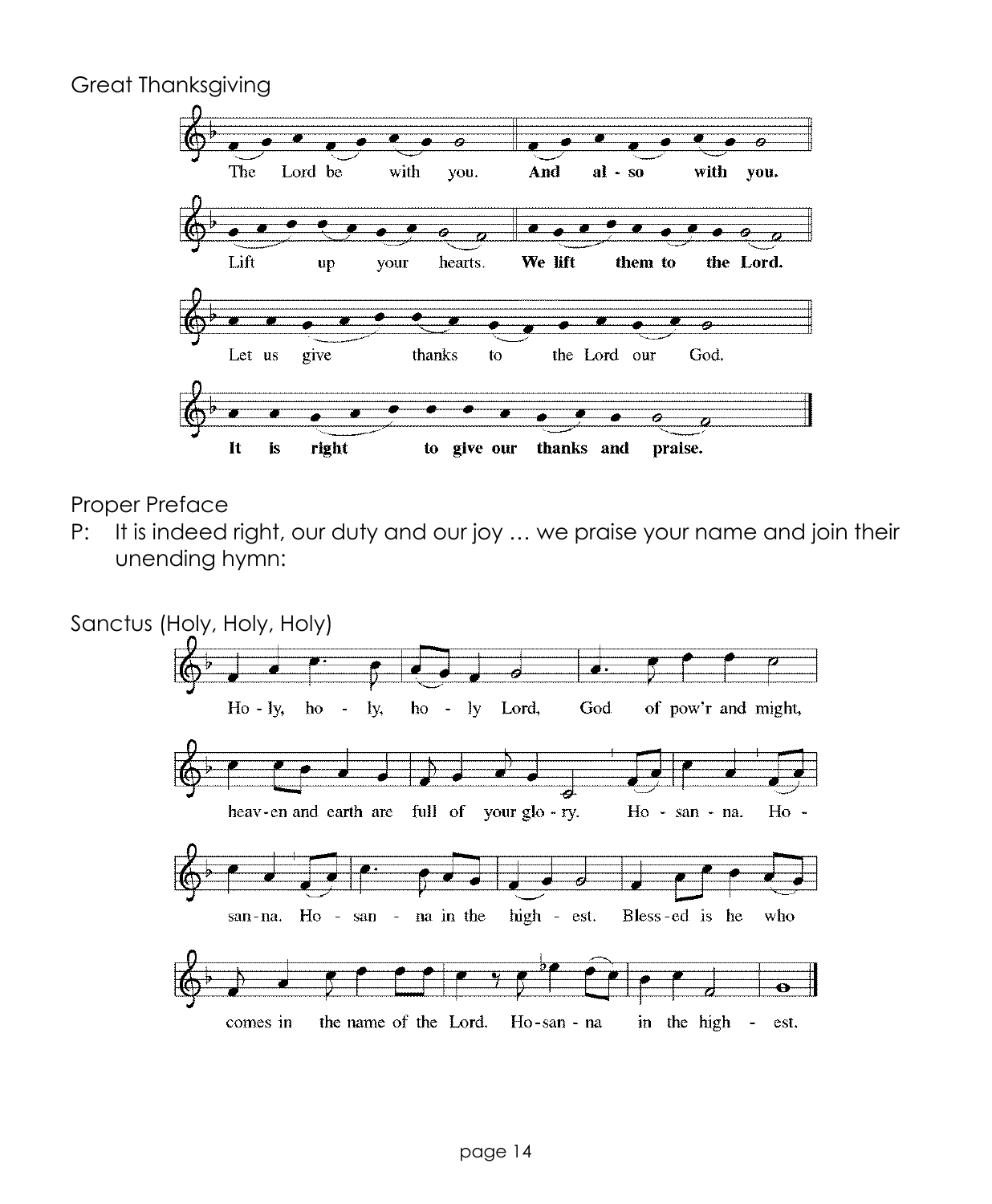Great Thanksgiving

The Lord be with you. **And also with you.**

Lift up your hearts. **We lift them to the Lord.**

Let us give thanks to the Lord our God.

**It is right to give our thanks and praise.**

Proper Preface

P: It is indeed right, our duty and our joy … we praise your name and join their unending hymn:

Sanctus (Holy, Holy, Holy)

Ho - ly, ho - ly, ho - ly Lord, God of pow'r and might, heav - en and earth are full of your glo - ry. Ho - san - na. Ho - san - na. Ho - san - na in the high - est. Bless - ed is he who comes in the name of the Lord. Ho - san - na in the high - est.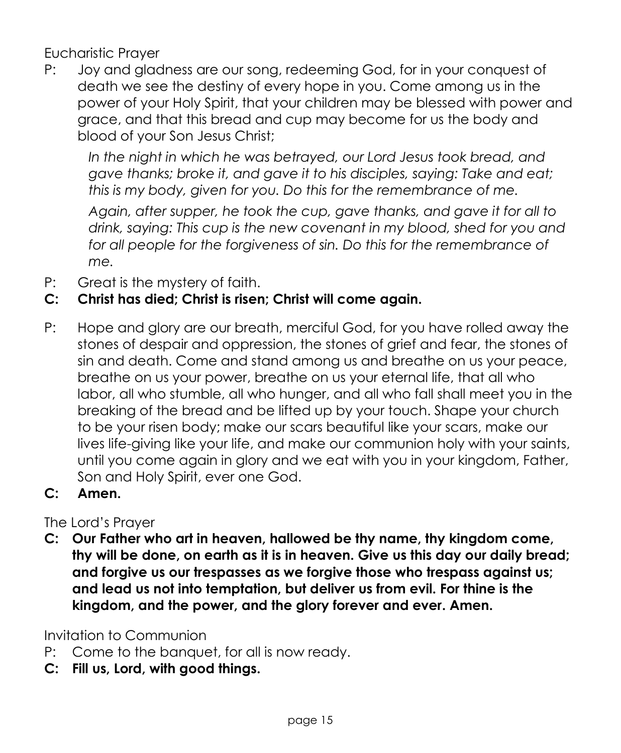Eucharistic Prayer

P: Joy and gladness are our song, redeeming God, for in your conquest of death we see the destiny of every hope in you. Come among us in the power of your Holy Spirit, that your children may be blessed with power and grace, and that this bread and cup may become for us the body and blood of your Son Jesus Christ;

*In the night in which he was betrayed, our Lord Jesus took bread, and gave thanks; broke it, and gave it to his disciples, saying: Take and eat; this is my body, given for you. Do this for the remembrance of me.*

*Again, after supper, he took the cup, gave thanks, and gave it for all to drink, saying: This cup is the new covenant in my blood, shed for you and for all people for the forgiveness of sin. Do this for the remembrance of me.*

P: Great is the mystery of faith.

**C: Christ has died; Christ is risen; Christ will come again.**

P: Hope and glory are our breath, merciful God, for you have rolled away the stones of despair and oppression, the stones of grief and fear, the stones of sin and death. Come and stand among us and breathe on us your peace, breathe on us your power, breathe on us your eternal life, that all who labor, all who stumble, all who hunger, and all who fall shall meet you in the breaking of the bread and be lifted up by your touch. Shape your church to be your risen body; make our scars beautiful like your scars, make our lives life-giving like your life, and make our communion holy with your saints, until you come again in glory and we eat with you in your kingdom, Father, Son and Holy Spirit, ever one God.

**C: Amen.**

The Lord's Prayer

**C: Our Father who art in heaven, hallowed be thy name, thy kingdom come, thy will be done, on earth as it is in heaven. Give us this day our daily bread; and forgive us our trespasses as we forgive those who trespass against us; and lead us not into temptation, but deliver us from evil. For thine is the kingdom, and the power, and the glory forever and ever. Amen.**

Invitation to Communion

P: Come to the banquet, for all is now ready.

**C: Fill us, Lord, with good things.**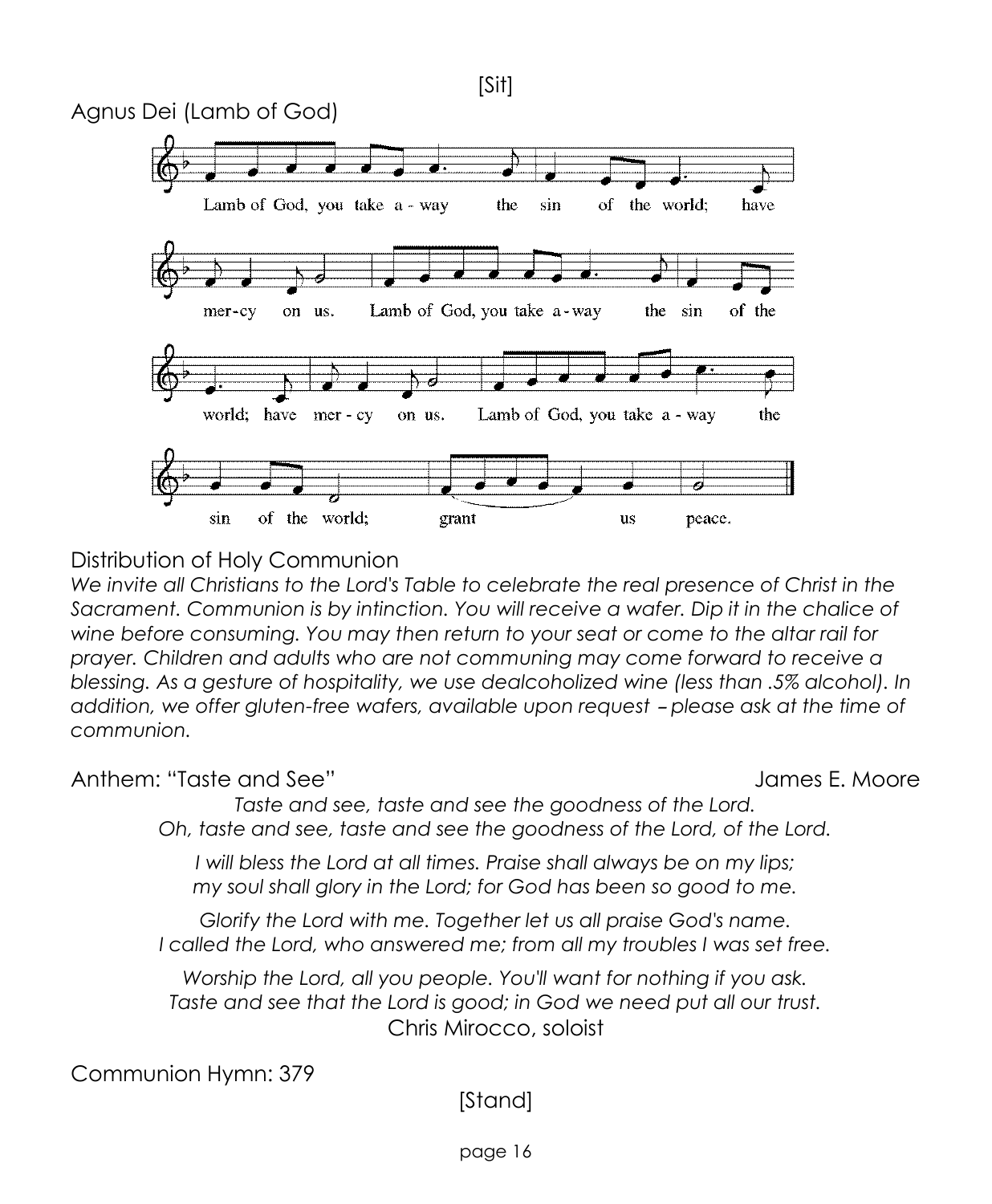[Sit]

## Agnus Dei (Lamb of God)

Lamb of God, you take a - way the sin of the world; have mer-cy on us. Lamb of God, you take a-way the sin of the world; have mer - cy on us. Lamb of God, you take a - way the sin of the world; grant us peace.

## Distribution of Holy Communion

*We invite all Christians to the Lord's Table to celebrate the real presence of Christ in the Sacrament. Communion is by intinction. You will receive a wafer. Dip it in the chalice of wine before consuming. You may then return to your seat or come to the altar rail for prayer. Children and adults who are not communing may come forward to receive a blessing. As a gesture of hospitality, we use dealcoholized wine (less than .5% alcohol). In addition, we offer gluten-free wafers, available upon request – please ask at the time of communion.*

## Anthem: "Taste and See" — James E. Moore

*Taste and see, taste and see the goodness of the Lord.*
*Oh, taste and see, taste and see the goodness of the Lord, of the Lord.*

*I will bless the Lord at all times. Praise shall always be on my lips;*
*my soul shall glory in the Lord; for God has been so good to me.*

*Glorify the Lord with me. Together let us all praise God's name.*
*I called the Lord, who answered me; from all my troubles I was set free.*

*Worship the Lord, all you people. You'll want for nothing if you ask.*
*Taste and see that the Lord is good; in God we need put all our trust.*

Chris Mirocco, soloist

## Communion Hymn: 379

[Stand]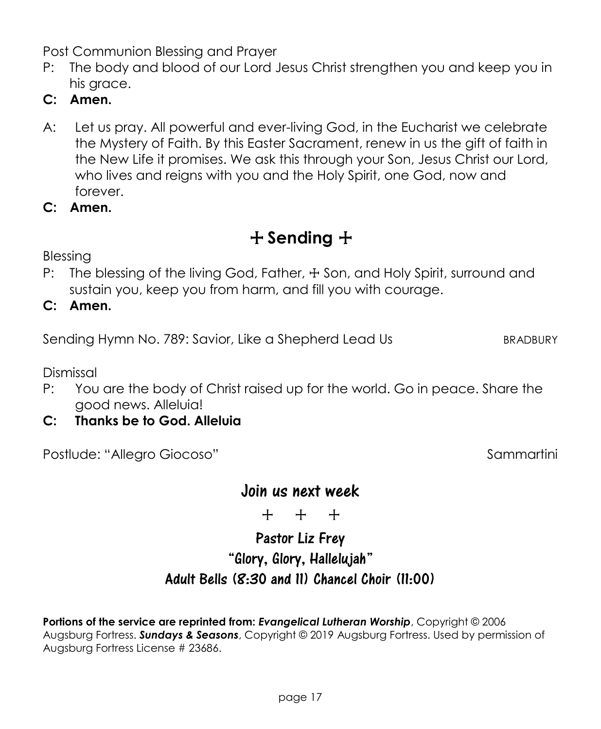Post Communion Blessing and Prayer

P: The body and blood of our Lord Jesus Christ strengthen you and keep you in his grace.

**C: Amen.**

A: Let us pray. All powerful and ever-living God, in the Eucharist we celebrate the Mystery of Faith. By this Easter Sacrament, renew in us the gift of faith in the New Life it promises. We ask this through your Son, Jesus Christ our Lord, who lives and reigns with you and the Holy Spirit, one God, now and forever.

**C: Amen.**

## ☩ Sending ☩

Blessing

P: The blessing of the living God, Father, ☩ Son, and Holy Spirit, surround and sustain you, keep you from harm, and fill you with courage.

**C: Amen.**

Sending Hymn No. 789: Savior, Like a Shepherd Lead Us — BRADBURY

Dismissal

P: You are the body of Christ raised up for the world. Go in peace. Share the good news. Alleluia!

**C: Thanks be to God. Alleluia**

Postlude: "Allegro Giocoso" — Sammartini

## Join us next week

☩ ☩ ☩

**Pastor Liz Frey**

**"Glory, Glory, Hallelujah"**

**Adult Bells (8:30 and 11) Chancel Choir (11:00)**

**Portions of the service are reprinted from:** ***Evangelical Lutheran Worship***, Copyright © 2006 Augsburg Fortress. ***Sundays & Seasons***, Copyright © 2019 Augsburg Fortress. Used by permission of Augsburg Fortress License # 23686.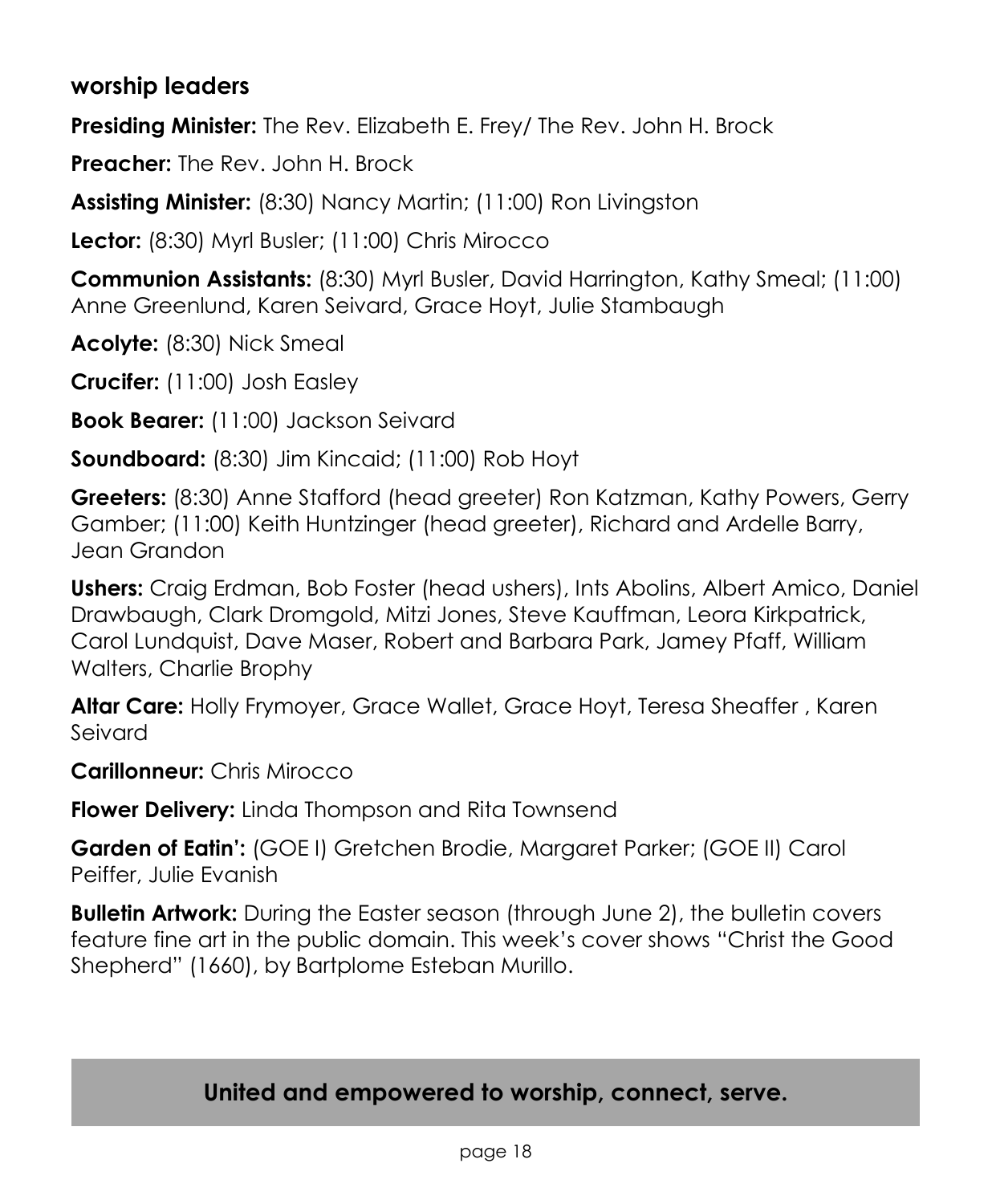## worship leaders

**Presiding Minister:** The Rev. Elizabeth E. Frey/ The Rev. John H. Brock

**Preacher:** The Rev. John H. Brock

**Assisting Minister:** (8:30) Nancy Martin; (11:00) Ron Livingston

**Lector:** (8:30) Myrl Busler; (11:00) Chris Mirocco

**Communion Assistants:** (8:30) Myrl Busler, David Harrington, Kathy Smeal; (11:00) Anne Greenlund, Karen Seivard, Grace Hoyt, Julie Stambaugh

**Acolyte:** (8:30) Nick Smeal

**Crucifer:** (11:00) Josh Easley

**Book Bearer:** (11:00) Jackson Seivard

**Soundboard:** (8:30) Jim Kincaid; (11:00) Rob Hoyt

**Greeters:** (8:30) Anne Stafford (head greeter) Ron Katzman, Kathy Powers, Gerry Gamber; (11:00) Keith Huntzinger (head greeter), Richard and Ardelle Barry, Jean Grandon

**Ushers:** Craig Erdman, Bob Foster (head ushers), Ints Abolins, Albert Amico, Daniel Drawbaugh, Clark Dromgold, Mitzi Jones, Steve Kauffman, Leora Kirkpatrick, Carol Lundquist, Dave Maser, Robert and Barbara Park, Jamey Pfaff, William Walters, Charlie Brophy

**Altar Care:** Holly Frymoyer, Grace Wallet, Grace Hoyt, Teresa Sheaffer , Karen Seivard

**Carillonneur:** Chris Mirocco

**Flower Delivery:** Linda Thompson and Rita Townsend

**Garden of Eatin':** (GOE I) Gretchen Brodie, Margaret Parker; (GOE II) Carol Peiffer, Julie Evanish

**Bulletin Artwork:** During the Easter season (through June 2), the bulletin covers feature fine art in the public domain. This week's cover shows "Christ the Good Shepherd" (1660), by Bartplome Esteban Murillo.

**United and empowered to worship, connect, serve.**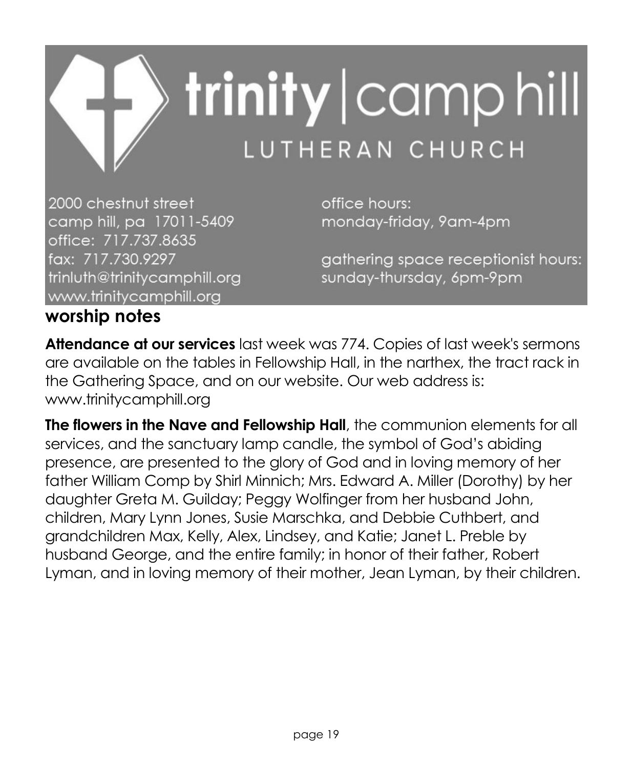# trinity | camp hill
## LUTHERAN CHURCH

2000 chestnut street
camp hill, pa 17011-5409
office: 717.737.8635
fax: 717.730.9297
trinluth@trinitycamphill.org
www.trinitycamphill.org

office hours:
monday-friday, 9am-4pm

gathering space receptionist hours:
sunday-thursday, 6pm-9pm

## worship notes

**Attendance at our services** last week was 774. Copies of last week's sermons are available on the tables in Fellowship Hall, in the narthex, the tract rack in the Gathering Space, and on our website. Our web address is: www.trinitycamphill.org

**The flowers in the Nave and Fellowship Hall**, the communion elements for all services, and the sanctuary lamp candle, the symbol of God's abiding presence, are presented to the glory of God and in loving memory of her father William Comp by Shirl Minnich; Mrs. Edward A. Miller (Dorothy) by her daughter Greta M. Guilday; Peggy Wolfinger from her husband John, children, Mary Lynn Jones, Susie Marschka, and Debbie Cuthbert, and grandchildren Max, Kelly, Alex, Lindsey, and Katie; Janet L. Preble by husband George, and the entire family; in honor of their father, Robert Lyman, and in loving memory of their mother, Jean Lyman, by their children.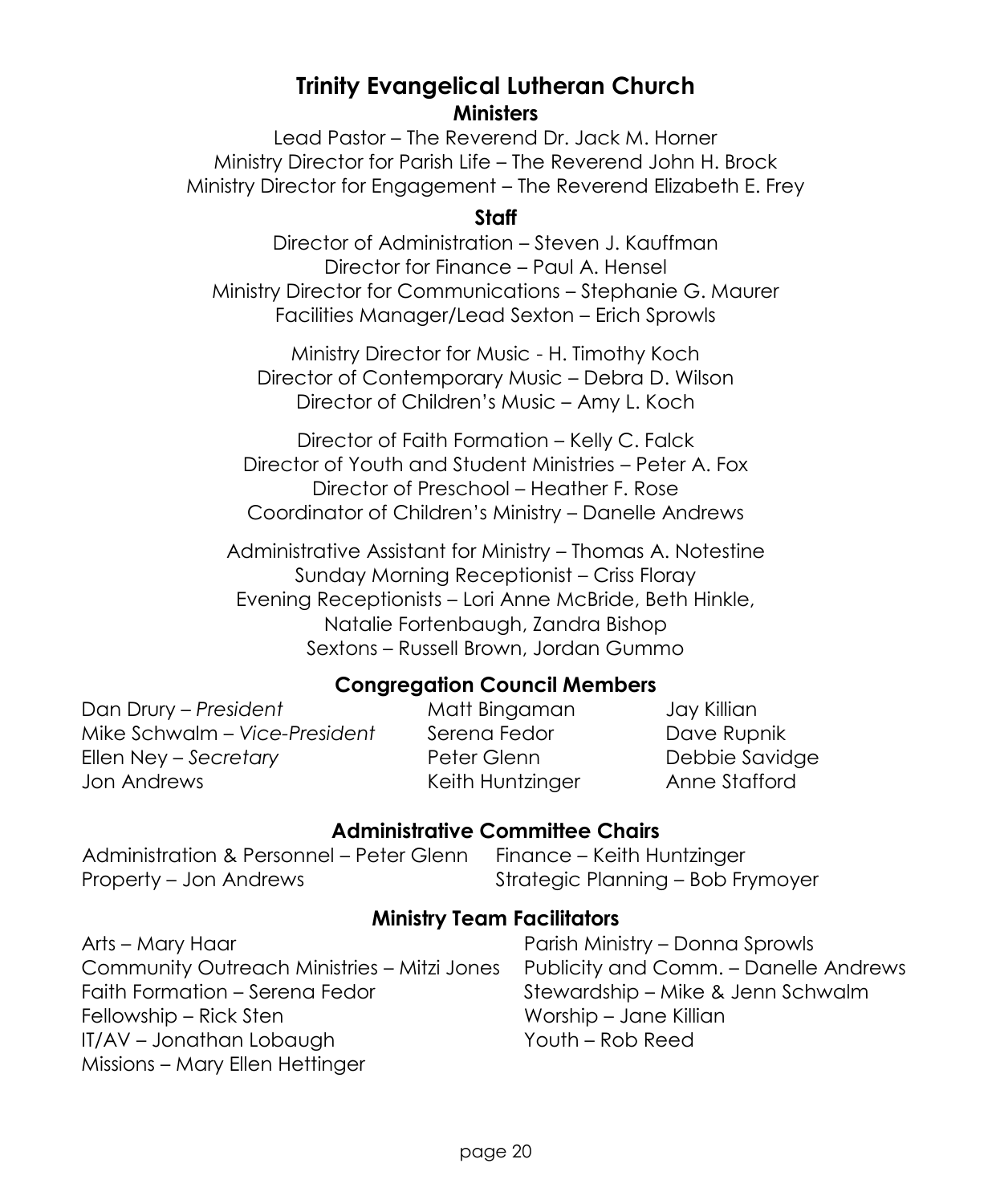# Trinity Evangelical Lutheran Church

## Ministers

Lead Pastor – The Reverend Dr. Jack M. Horner
Ministry Director for Parish Life – The Reverend John H. Brock
Ministry Director for Engagement – The Reverend Elizabeth E. Frey

## Staff

Director of Administration – Steven J. Kauffman
Director for Finance – Paul A. Hensel
Ministry Director for Communications – Stephanie G. Maurer
Facilities Manager/Lead Sexton – Erich Sprowls

Ministry Director for Music - H. Timothy Koch
Director of Contemporary Music – Debra D. Wilson
Director of Children's Music – Amy L. Koch

Director of Faith Formation – Kelly C. Falck
Director of Youth and Student Ministries – Peter A. Fox
Director of Preschool – Heather F. Rose
Coordinator of Children's Ministry – Danelle Andrews

Administrative Assistant for Ministry – Thomas A. Notestine
Sunday Morning Receptionist – Criss Floray
Evening Receptionists – Lori Anne McBride, Beth Hinkle, Natalie Fortenbaugh, Zandra Bishop
Sextons – Russell Brown, Jordan Gummo

## Congregation Council Members

Dan Drury – *President*
Mike Schwalm – *Vice-President*
Ellen Ney – *Secretary*
Jon Andrews
Matt Bingaman
Serena Fedor
Peter Glenn
Keith Huntzinger
Jay Killian
Dave Rupnik
Debbie Savidge
Anne Stafford

## Administrative Committee Chairs

Administration & Personnel – Peter Glenn
Property – Jon Andrews
Finance – Keith Huntzinger
Strategic Planning – Bob Frymoyer

## Ministry Team Facilitators

Arts – Mary Haar
Community Outreach Ministries – Mitzi Jones
Faith Formation – Serena Fedor
Fellowship – Rick Sten
IT/AV – Jonathan Lobaugh
Missions – Mary Ellen Hettinger
Parish Ministry – Donna Sprowls
Publicity and Comm. – Danelle Andrews
Stewardship – Mike & Jenn Schwalm
Worship – Jane Killian
Youth – Rob Reed